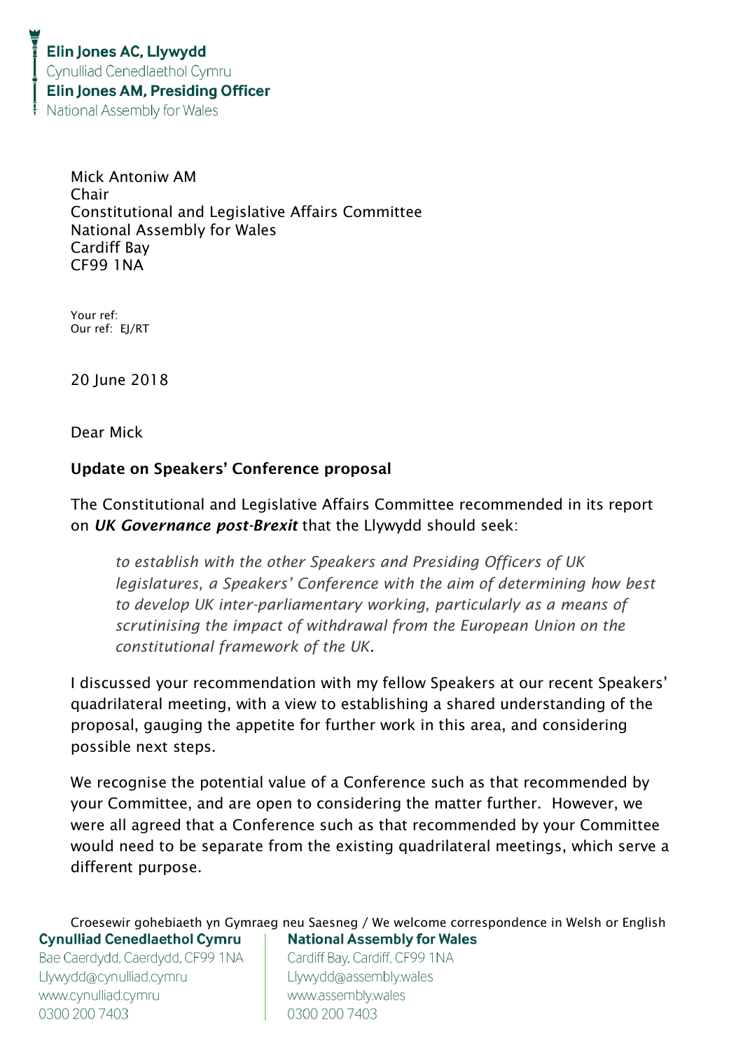**Elin Jones AC, Llywydd**
Cynulliad Cenedlaethol Cymru
**Elin Jones AM, Presiding Officer**
National Assembly for Wales

Mick Antoniw AM
Chair
Constitutional and Legislative Affairs Committee
National Assembly for Wales
Cardiff Bay
CF99 1NA

Your ref:
Our ref: EJ/RT

20 June 2018

Dear Mick

**Update on Speakers' Conference proposal**

The Constitutional and Legislative Affairs Committee recommended in its report on ***UK Governance post-Brexit*** that the Llywydd should seek:

> *to establish with the other Speakers and Presiding Officers of UK legislatures, a Speakers' Conference with the aim of determining how best to develop UK inter-parliamentary working, particularly as a means of scrutinising the impact of withdrawal from the European Union on the constitutional framework of the UK.*

I discussed your recommendation with my fellow Speakers at our recent Speakers' quadrilateral meeting, with a view to establishing a shared understanding of the proposal, gauging the appetite for further work in this area, and considering possible next steps.

We recognise the potential value of a Conference such as that recommended by your Committee, and are open to considering the matter further. However, we were all agreed that a Conference such as that recommended by your Committee would need to be separate from the existing quadrilateral meetings, which serve a different purpose.

Croesewir gohebiaeth yn Gymraeg neu Saesneg / We welcome correspondence in Welsh or English

**Cynulliad Cenedlaethol Cymru**
Bae Caerdydd, Caerdydd, CF99 1NA
Llywydd@cynulliad.cymru
www.cynulliad.cymru
0300 200 7403

**National Assembly for Wales**
Cardiff Bay, Cardiff, CF99 1NA
Llywydd@assembly.wales
www.assembly.wales
0300 200 7403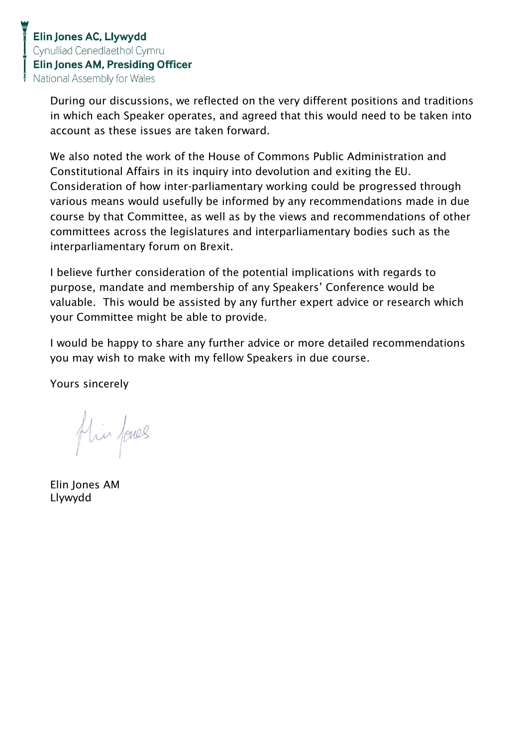**Elin Jones AC, Llywydd**
Cynulliad Cenedlaethol Cymru
**Elin Jones AM, Presiding Officer**
National Assembly for Wales

During our discussions, we reflected on the very different positions and traditions in which each Speaker operates, and agreed that this would need to be taken into account as these issues are taken forward.

We also noted the work of the House of Commons Public Administration and Constitutional Affairs in its inquiry into devolution and exiting the EU. Consideration of how inter-parliamentary working could be progressed through various means would usefully be informed by any recommendations made in due course by that Committee, as well as by the views and recommendations of other committees across the legislatures and interparliamentary bodies such as the interparliamentary forum on Brexit.

I believe further consideration of the potential implications with regards to purpose, mandate and membership of any Speakers' Conference would be valuable. This would be assisted by any further expert advice or research which your Committee might be able to provide.

I would be happy to share any further advice or more detailed recommendations you may wish to make with my fellow Speakers in due course.

Yours sincerely

Elin Jones AM
Llywydd